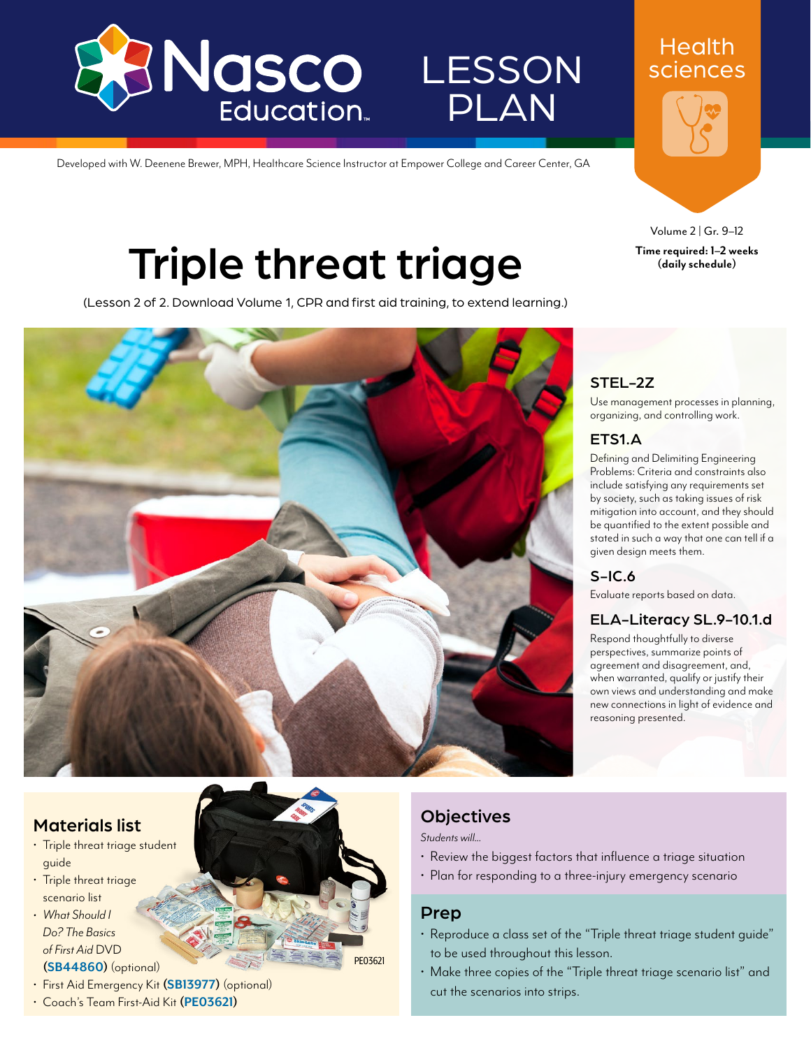Nasco Education

LESSON PLAN

Health sciences

Developed with W. Deenene Brewer, MPH, Healthcare Science Instructor at Empower College and Career Center, GA

Volume 2 | Gr. 9–12

**Time required: 1–2 weeks (daily schedule)**

# Triple threat triage

(Lesson 2 of 2. Download Volume 1, CPR and first aid training, to extend learning.)

### STEL-2Z

Use management processes in planning, organizing, and controlling work.

### ETS1.A

Defining and Delimiting Engineering Problems: Criteria and constraints also include satisfying any requirements set by society, such as taking issues of risk mitigation into account, and they should be quantified to the extent possible and stated in such a way that one can tell if a given design meets them.

### S-IC.6

Evaluate reports based on data.

### ELA-Literacy SL.9-10.1.d

Respond thoughtfully to diverse perspectives, summarize points of agreement and disagreement, and, when warranted, qualify or justify their own views and understanding and make new connections in light of evidence and reasoning presented.

## Materials list

- Triple threat triage student guide
- Triple threat triage scenario list
- *What Should I Do? The Basics of First Aid* DVD (**SB44860**) (optional)
- First Aid Emergency Kit (**SB13977**) (optional)
- Coach's Team First-Aid Kit (**PE03621**)

PE03621

## Objectives

*Students will...*

- Review the biggest factors that influence a triage situation
- Plan for responding to a three-injury emergency scenario

## Prep

- Reproduce a class set of the "Triple threat triage student guide" to be used throughout this lesson.
- Make three copies of the "Triple threat triage scenario list" and cut the scenarios into strips.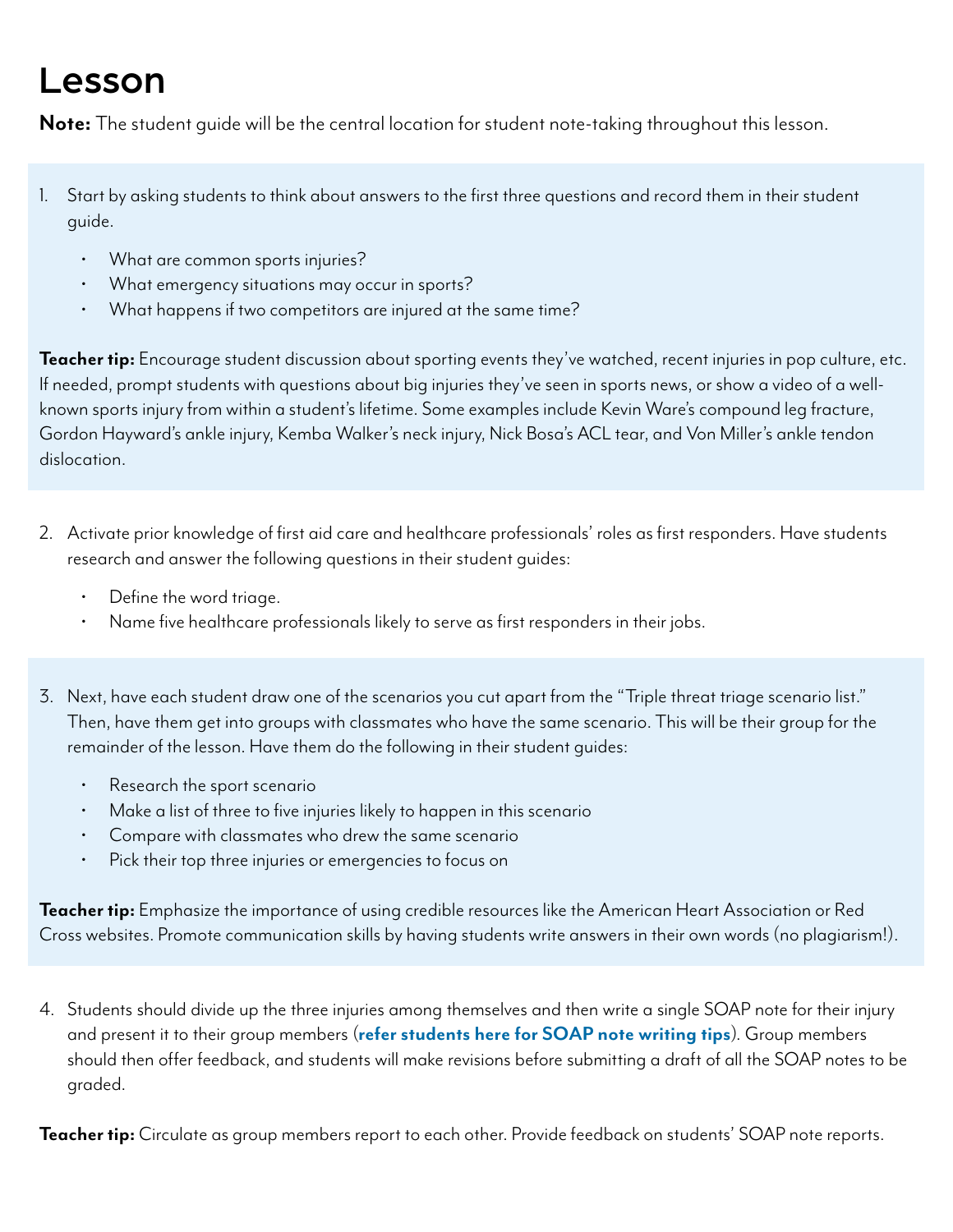# Lesson

**Note:** The student guide will be the central location for student note-taking throughout this lesson.

1. Start by asking students to think about answers to the first three questions and record them in their student guide.
   - What are common sports injuries?
   - What emergency situations may occur in sports?
   - What happens if two competitors are injured at the same time?

**Teacher tip:** Encourage student discussion about sporting events they've watched, recent injuries in pop culture, etc. If needed, prompt students with questions about big injuries they've seen in sports news, or show a video of a well-known sports injury from within a student's lifetime. Some examples include Kevin Ware's compound leg fracture, Gordon Hayward's ankle injury, Kemba Walker's neck injury, Nick Bosa's ACL tear, and Von Miller's ankle tendon dislocation.

2. Activate prior knowledge of first aid care and healthcare professionals' roles as first responders. Have students research and answer the following questions in their student guides:
   - Define the word triage.
   - Name five healthcare professionals likely to serve as first responders in their jobs.

3. Next, have each student draw one of the scenarios you cut apart from the "Triple threat triage scenario list." Then, have them get into groups with classmates who have the same scenario. This will be their group for the remainder of the lesson. Have them do the following in their student guides:
   - Research the sport scenario
   - Make a list of three to five injuries likely to happen in this scenario
   - Compare with classmates who drew the same scenario
   - Pick their top three injuries or emergencies to focus on

**Teacher tip:** Emphasize the importance of using credible resources like the American Heart Association or Red Cross websites. Promote communication skills by having students write answers in their own words (no plagiarism!).

4. Students should divide up the three injuries among themselves and then write a single SOAP note for their injury and present it to their group members (**refer students here for SOAP note writing tips**). Group members should then offer feedback, and students will make revisions before submitting a draft of all the SOAP notes to be graded.

**Teacher tip:** Circulate as group members report to each other. Provide feedback on students' SOAP note reports.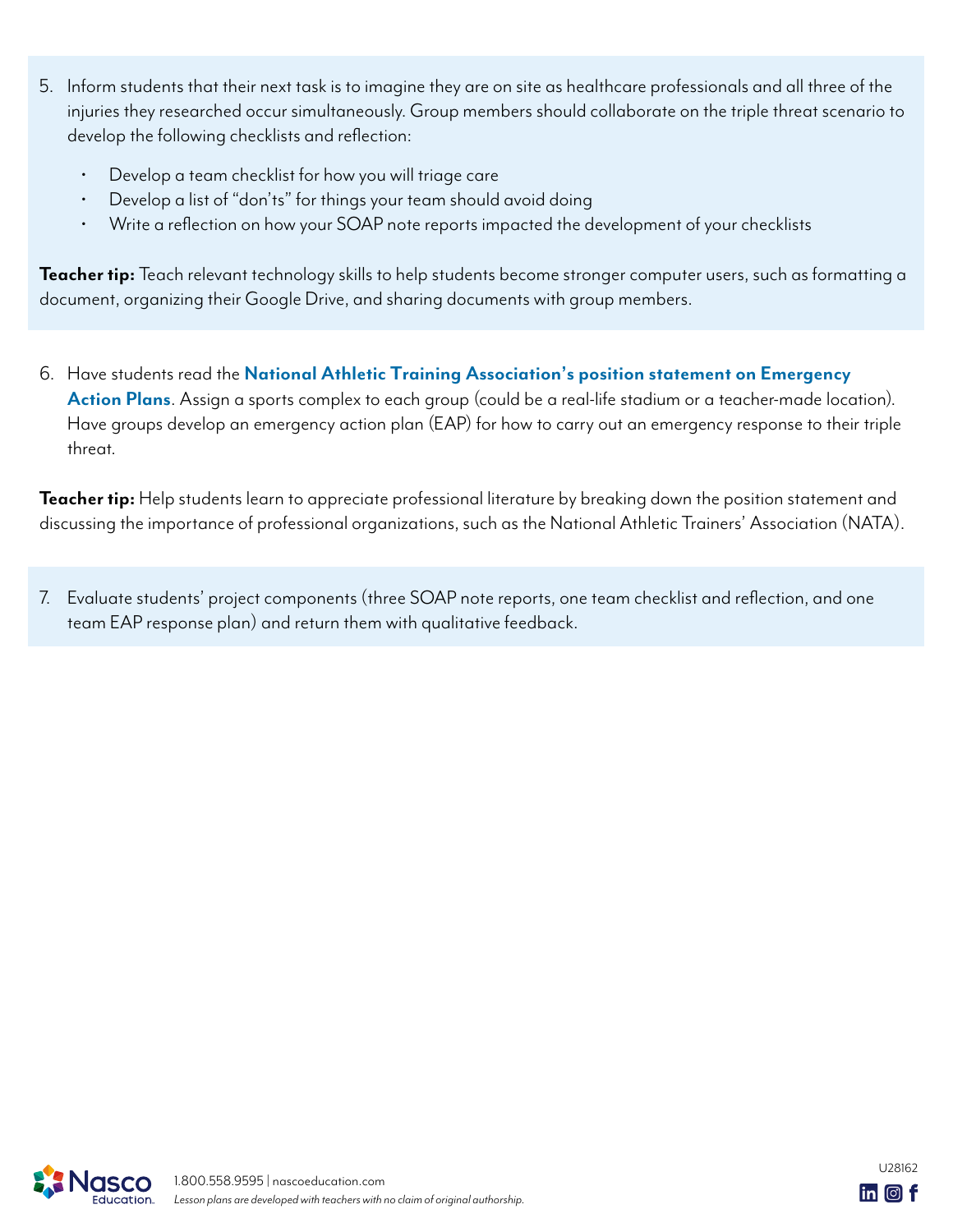5. Inform students that their next task is to imagine they are on site as healthcare professionals and all three of the injuries they researched occur simultaneously. Group members should collaborate on the triple threat scenario to develop the following checklists and reflection:
    - Develop a team checklist for how you will triage care
    - Develop a list of "don'ts" for things your team should avoid doing
    - Write a reflection on how your SOAP note reports impacted the development of your checklists

**Teacher tip:** Teach relevant technology skills to help students become stronger computer users, such as formatting a document, organizing their Google Drive, and sharing documents with group members.

6. Have students read the **National Athletic Training Association's position statement on Emergency Action Plans**. Assign a sports complex to each group (could be a real-life stadium or a teacher-made location). Have groups develop an emergency action plan (EAP) for how to carry out an emergency response to their triple threat.

**Teacher tip:** Help students learn to appreciate professional literature by breaking down the position statement and discussing the importance of professional organizations, such as the National Athletic Trainers' Association (NATA).

7. Evaluate students' project components (three SOAP note reports, one team checklist and reflection, and one team EAP response plan) and return them with qualitative feedback.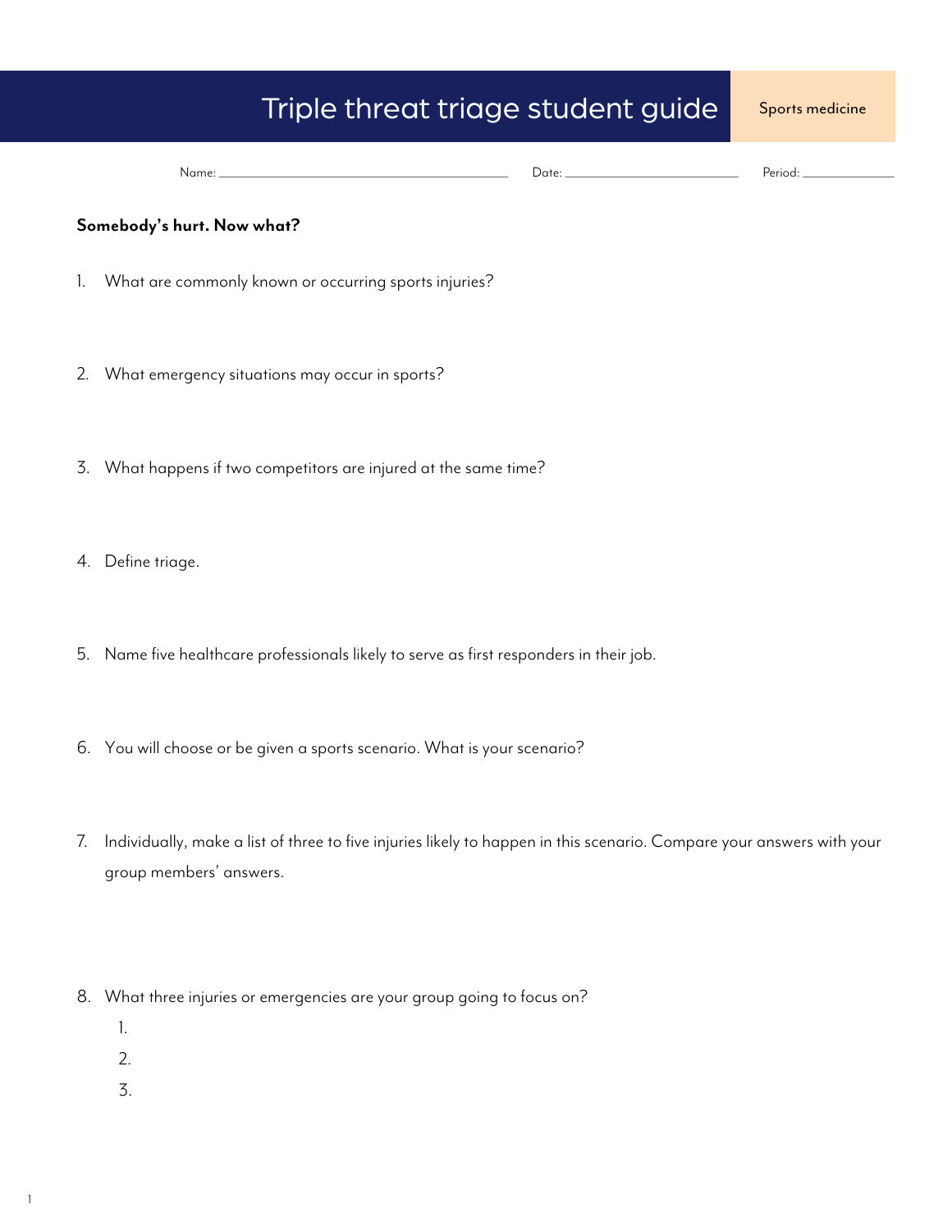# Triple threat triage student guide

Sports medicine

Name: ______________________ Date: ______________ Period: ________

**Somebody's hurt. Now what?**

1. What are commonly known or occurring sports injuries?

2. What emergency situations may occur in sports?

3. What happens if two competitors are injured at the same time?

4. Define triage.

5. Name five healthcare professionals likely to serve as first responders in their job.

6. You will choose or be given a sports scenario. What is your scenario?

7. Individually, make a list of three to five injuries likely to happen in this scenario. Compare your answers with your group members' answers.

8. What three injuries or emergencies are your group going to focus on?
   1.
   2.
   3.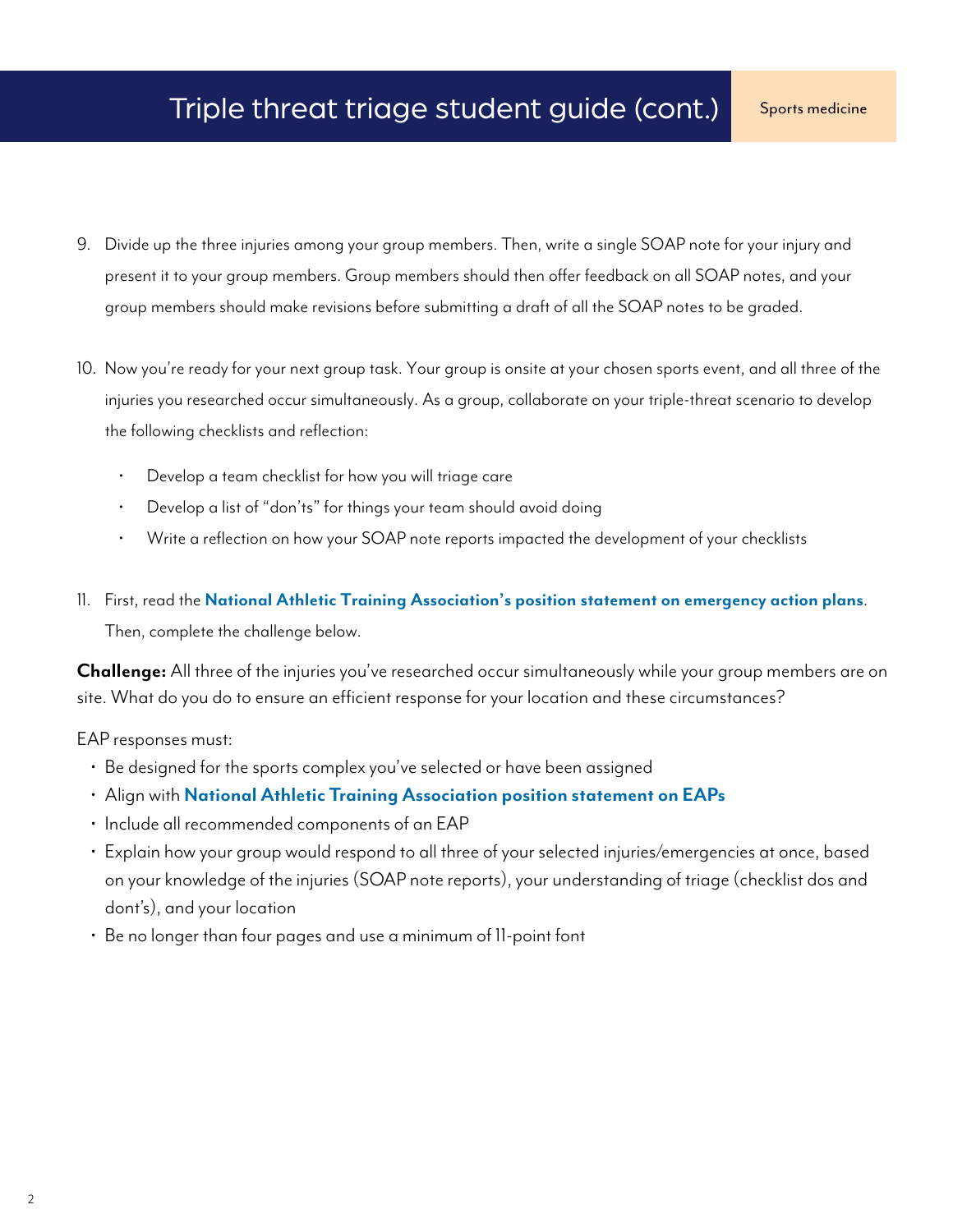9. Divide up the three injuries among your group members. Then, write a single SOAP note for your injury and present it to your group members. Group members should then offer feedback on all SOAP notes, and your group members should make revisions before submitting a draft of all the SOAP notes to be graded.

10. Now you're ready for your next group task. Your group is onsite at your chosen sports event, and all three of the injuries you researched occur simultaneously. As a group, collaborate on your triple-threat scenario to develop the following checklists and reflection:

    - Develop a team checklist for how you will triage care
    - Develop a list of "don'ts" for things your team should avoid doing
    - Write a reflection on how your SOAP note reports impacted the development of your checklists

11. First, read the **National Athletic Training Association's position statement on emergency action plans**. Then, complete the challenge below.

**Challenge:** All three of the injuries you've researched occur simultaneously while your group members are on site. What do you do to ensure an efficient response for your location and these circumstances?

EAP responses must:

- Be designed for the sports complex you've selected or have been assigned
- Align with **National Athletic Training Association position statement on EAPs**
- Include all recommended components of an EAP
- Explain how your group would respond to all three of your selected injuries/emergencies at once, based on your knowledge of the injuries (SOAP note reports), your understanding of triage (checklist dos and dont's), and your location
- Be no longer than four pages and use a minimum of 11-point font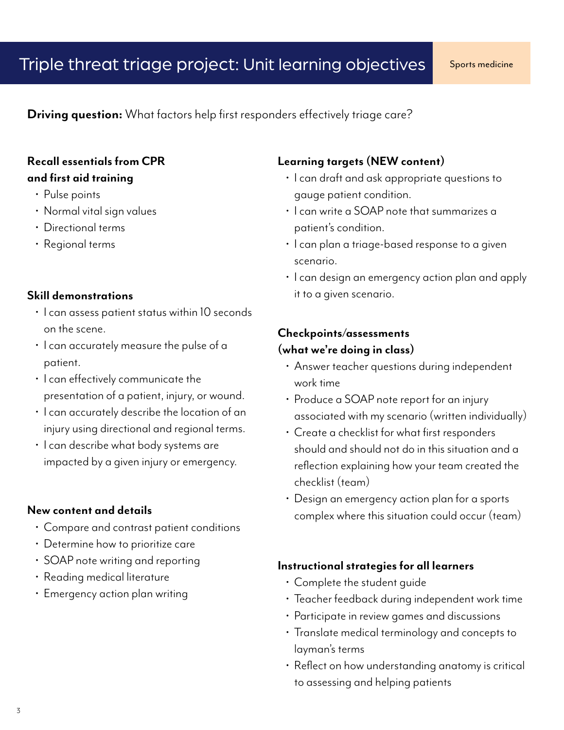# Triple threat triage project: Unit learning objectives

Sports medicine

**Driving question:** What factors help first responders effectively triage care?

### Recall essentials from CPR and first aid training

- Pulse points
- Normal vital sign values
- Directional terms
- Regional terms

### Skill demonstrations

- I can assess patient status within 10 seconds on the scene.
- I can accurately measure the pulse of a patient.
- I can effectively communicate the presentation of a patient, injury, or wound.
- I can accurately describe the location of an injury using directional and regional terms.
- I can describe what body systems are impacted by a given injury or emergency.

### New content and details

- Compare and contrast patient conditions
- Determine how to prioritize care
- SOAP note writing and reporting
- Reading medical literature
- Emergency action plan writing

### Learning targets (NEW content)

- I can draft and ask appropriate questions to gauge patient condition.
- I can write a SOAP note that summarizes a patient's condition.
- I can plan a triage-based response to a given scenario.
- I can design an emergency action plan and apply it to a given scenario.

### Checkpoints/assessments (what we're doing in class)

- Answer teacher questions during independent work time
- Produce a SOAP note report for an injury associated with my scenario (written individually)
- Create a checklist for what first responders should and should not do in this situation and a reflection explaining how your team created the checklist (team)
- Design an emergency action plan for a sports complex where this situation could occur (team)

### Instructional strategies for all learners

- Complete the student guide
- Teacher feedback during independent work time
- Participate in review games and discussions
- Translate medical terminology and concepts to layman's terms
- Reflect on how understanding anatomy is critical to assessing and helping patients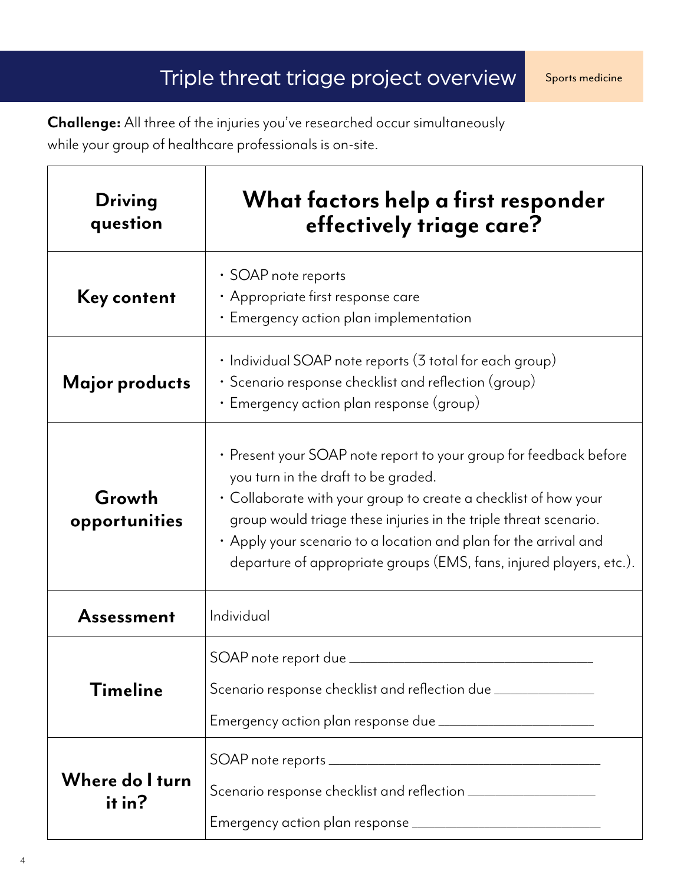# Triple threat triage project overview

Sports medicine

**Challenge:** All three of the injuries you've researched occur simultaneously while your group of healthcare professionals is on-site.

| **Driving question** | **What factors help a first responder effectively triage care?** |
|---|---|
| **Key content** | • SOAP note reports<br>• Appropriate first response care<br>• Emergency action plan implementation |
| **Major products** | • Individual SOAP note reports (3 total for each group)<br>• Scenario response checklist and reflection (group)<br>• Emergency action plan response (group) |
| **Growth opportunities** | • Present your SOAP note report to your group for feedback before you turn in the draft to be graded.<br>• Collaborate with your group to create a checklist of how your group would triage these injuries in the triple threat scenario.<br>• Apply your scenario to a location and plan for the arrival and departure of appropriate groups (EMS, fans, injured players, etc.). |
| **Assessment** | Individual |
| **Timeline** | SOAP note report due ______________________<br>Scenario response checklist and reflection due ______________<br>Emergency action plan response due ______________________ |
| **Where do I turn it in?** | SOAP note reports ______________________<br>Scenario response checklist and reflection ______________<br>Emergency action plan response ______________________ |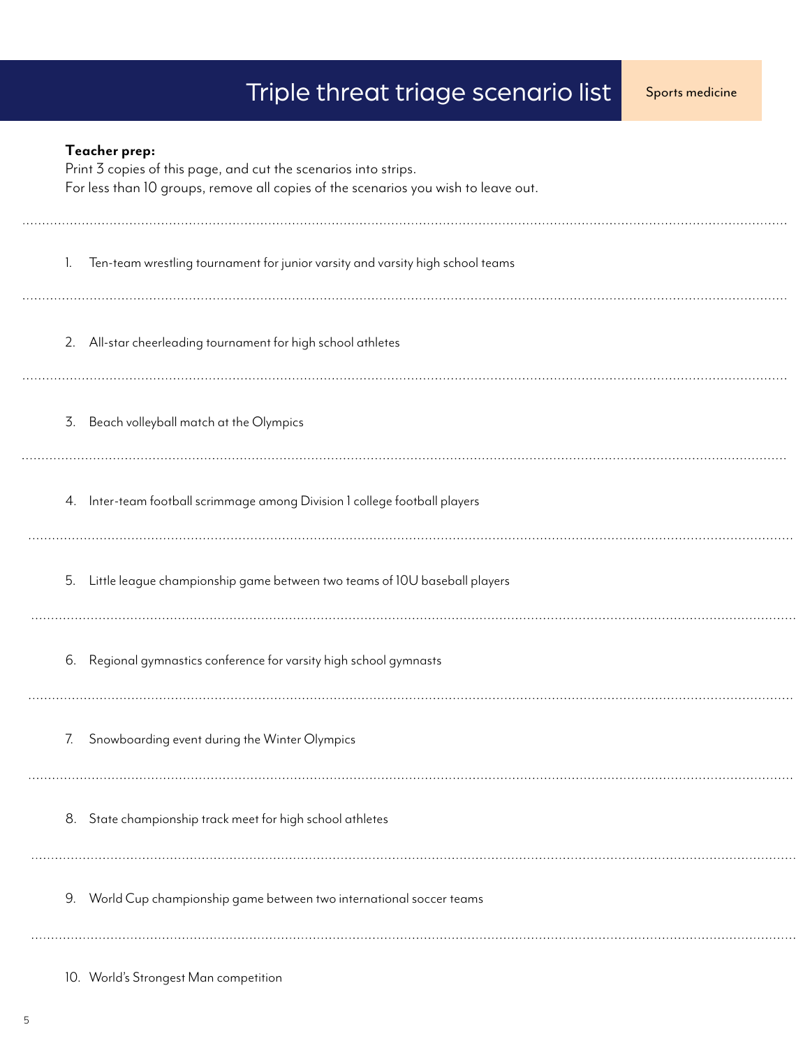# Triple threat triage scenario list

Sports medicine

**Teacher prep:**
Print 3 copies of this page, and cut the scenarios into strips.
For less than 10 groups, remove all copies of the scenarios you wish to leave out.

1. Ten-team wrestling tournament for junior varsity and varsity high school teams

2. All-star cheerleading tournament for high school athletes

3. Beach volleyball match at the Olympics

4. Inter-team football scrimmage among Division 1 college football players

5. Little league championship game between two teams of 10U baseball players

6. Regional gymnastics conference for varsity high school gymnasts

7. Snowboarding event during the Winter Olympics

8. State championship track meet for high school athletes

9. World Cup championship game between two international soccer teams

10. World's Strongest Man competition